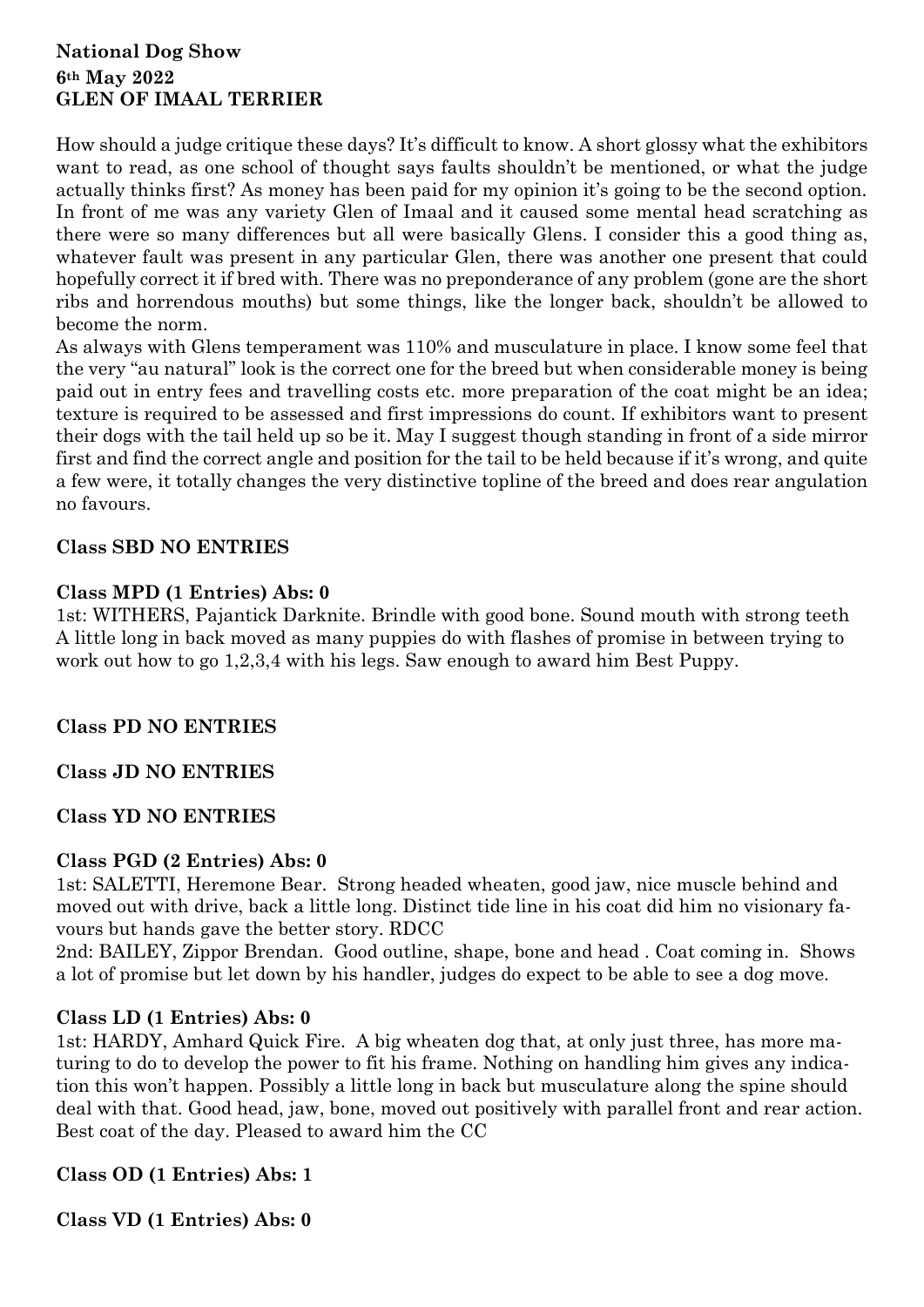**National Dog Show**
**6th May 2022**
**GLEN OF IMAAL TERRIER**

How should a judge critique these days? It's difficult to know. A short glossy what the exhibitors want to read, as one school of thought says faults shouldn't be mentioned, or what the judge actually thinks first? As money has been paid for my opinion it's going to be the second option. In front of me was any variety Glen of Imaal and it caused some mental head scratching as there were so many differences but all were basically Glens. I consider this a good thing as, whatever fault was present in any particular Glen, there was another one present that could hopefully correct it if bred with. There was no preponderance of any problem (gone are the short ribs and horrendous mouths) but some things, like the longer back, shouldn't be allowed to become the norm.

As always with Glens temperament was 110% and musculature in place. I know some feel that the very "au natural" look is the correct one for the breed but when considerable money is being paid out in entry fees and travelling costs etc. more preparation of the coat might be an idea; texture is required to be assessed and first impressions do count. If exhibitors want to present their dogs with the tail held up so be it. May I suggest though standing in front of a side mirror first and find the correct angle and position for the tail to be held because if it's wrong, and quite a few were, it totally changes the very distinctive topline of the breed and does rear angulation no favours.

**Class SBD NO ENTRIES**

**Class MPD (1 Entries) Abs: 0**

1st: WITHERS, Pajantick Darknite. Brindle with good bone. Sound mouth with strong teeth A little long in back moved as many puppies do with flashes of promise in between trying to work out how to go 1,2,3,4 with his legs. Saw enough to award him Best Puppy.

**Class PD NO ENTRIES**

**Class JD NO ENTRIES**

**Class YD NO ENTRIES**

**Class PGD (2 Entries) Abs: 0**

1st: SALETTI, Heremone Bear. Strong headed wheaten, good jaw, nice muscle behind and moved out with drive, back a little long. Distinct tide line in his coat did him no visionary favours but hands gave the better story. RDCC

2nd: BAILEY, Zippor Brendan. Good outline, shape, bone and head . Coat coming in. Shows a lot of promise but let down by his handler, judges do expect to be able to see a dog move.

**Class LD (1 Entries) Abs: 0**

1st: HARDY, Amhard Quick Fire. A big wheaten dog that, at only just three, has more maturing to do to develop the power to fit his frame. Nothing on handling him gives any indication this won't happen. Possibly a little long in back but musculature along the spine should deal with that. Good head, jaw, bone, moved out positively with parallel front and rear action. Best coat of the day. Pleased to award him the CC

**Class OD (1 Entries) Abs: 1**

**Class VD (1 Entries) Abs: 0**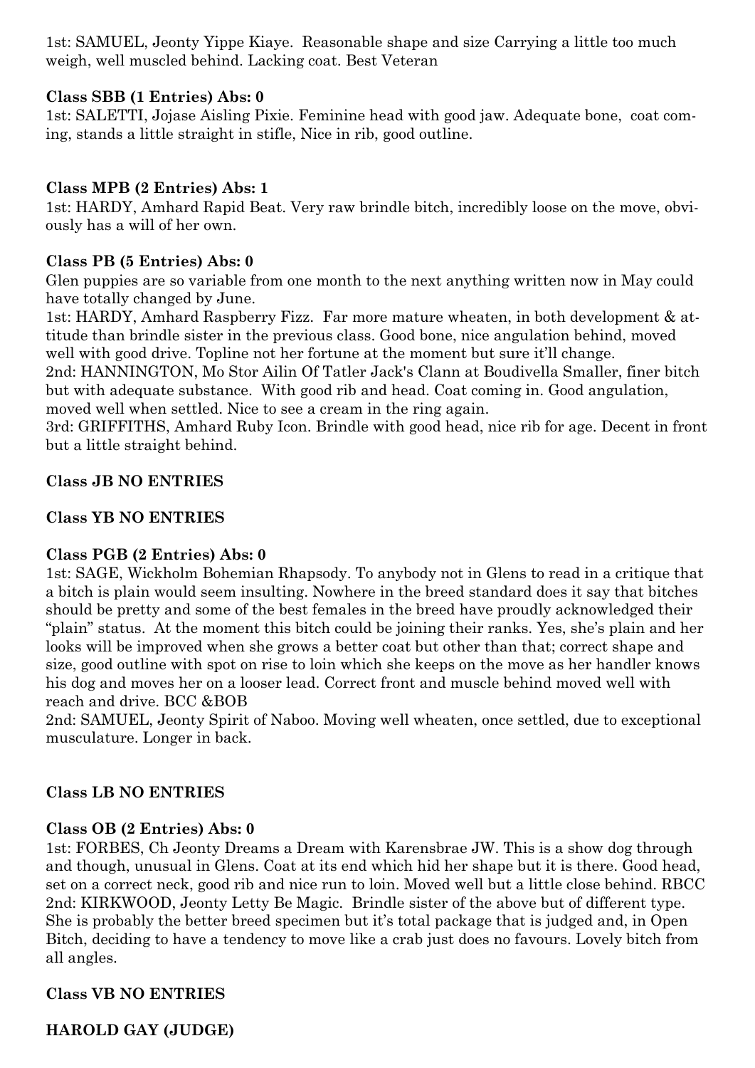1st: SAMUEL, Jeonty Yippe Kiaye. Reasonable shape and size Carrying a little too much weigh, well muscled behind. Lacking coat. Best Veteran

**Class SBB (1 Entries) Abs: 0**

1st: SALETTI, Jojase Aisling Pixie. Feminine head with good jaw. Adequate bone, coat coming, stands a little straight in stifle, Nice in rib, good outline.

**Class MPB (2 Entries) Abs: 1**

1st: HARDY, Amhard Rapid Beat. Very raw brindle bitch, incredibly loose on the move, obviously has a will of her own.

**Class PB (5 Entries) Abs: 0**

Glen puppies are so variable from one month to the next anything written now in May could have totally changed by June.

1st: HARDY, Amhard Raspberry Fizz. Far more mature wheaten, in both development & attitude than brindle sister in the previous class. Good bone, nice angulation behind, moved well with good drive. Topline not her fortune at the moment but sure it'll change.

2nd: HANNINGTON, Mo Stor Ailin Of Tatler Jack's Clann at Boudivella Smaller, finer bitch but with adequate substance. With good rib and head. Coat coming in. Good angulation, moved well when settled. Nice to see a cream in the ring again.

3rd: GRIFFITHS, Amhard Ruby Icon. Brindle with good head, nice rib for age. Decent in front but a little straight behind.

**Class JB NO ENTRIES**

**Class YB NO ENTRIES**

**Class PGB (2 Entries) Abs: 0**

1st: SAGE, Wickholm Bohemian Rhapsody. To anybody not in Glens to read in a critique that a bitch is plain would seem insulting. Nowhere in the breed standard does it say that bitches should be pretty and some of the best females in the breed have proudly acknowledged their "plain" status. At the moment this bitch could be joining their ranks. Yes, she's plain and her looks will be improved when she grows a better coat but other than that; correct shape and size, good outline with spot on rise to loin which she keeps on the move as her handler knows his dog and moves her on a looser lead. Correct front and muscle behind moved well with reach and drive. BCC &BOB

2nd: SAMUEL, Jeonty Spirit of Naboo. Moving well wheaten, once settled, due to exceptional musculature. Longer in back.

**Class LB NO ENTRIES**

**Class OB (2 Entries) Abs: 0**

1st: FORBES, Ch Jeonty Dreams a Dream with Karensbrae JW. This is a show dog through and though, unusual in Glens. Coat at its end which hid her shape but it is there. Good head, set on a correct neck, good rib and nice run to loin. Moved well but a little close behind. RBCC

2nd: KIRKWOOD, Jeonty Letty Be Magic. Brindle sister of the above but of different type. She is probably the better breed specimen but it's total package that is judged and, in Open Bitch, deciding to have a tendency to move like a crab just does no favours. Lovely bitch from all angles.

**Class VB NO ENTRIES**

**HAROLD GAY (JUDGE)**